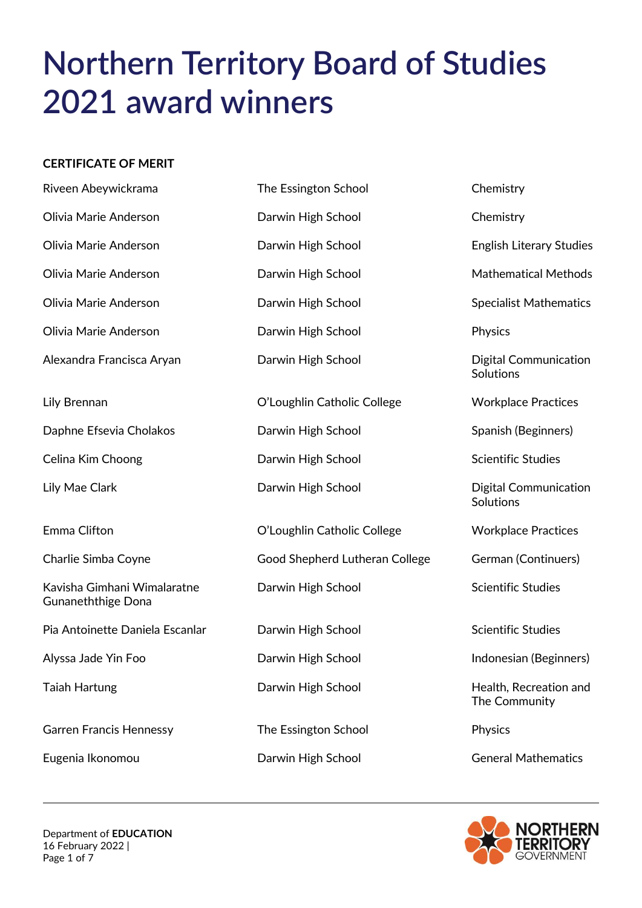# Northern Territory Board of Studies 2021 award winners

**CERTIFICATE OF MERIT**

| | | |
|---|---|---|
| Riveen Abeywickrama | The Essington School | Chemistry |
| Olivia Marie Anderson | Darwin High School | Chemistry |
| Olivia Marie Anderson | Darwin High School | English Literary Studies |
| Olivia Marie Anderson | Darwin High School | Mathematical Methods |
| Olivia Marie Anderson | Darwin High School | Specialist Mathematics |
| Olivia Marie Anderson | Darwin High School | Physics |
| Alexandra Francisca Aryan | Darwin High School | Digital Communication Solutions |
| Lily Brennan | O'Loughlin Catholic College | Workplace Practices |
| Daphne Efsevia Cholakos | Darwin High School | Spanish (Beginners) |
| Celina Kim Choong | Darwin High School | Scientific Studies |
| Lily Mae Clark | Darwin High School | Digital Communication Solutions |
| Emma Clifton | O'Loughlin Catholic College | Workplace Practices |
| Charlie Simba Coyne | Good Shepherd Lutheran College | German (Continuers) |
| Kavisha Gimhani Wimalaratne Gunaneththige Dona | Darwin High School | Scientific Studies |
| Pia Antoinette Daniela Escanlar | Darwin High School | Scientific Studies |
| Alyssa Jade Yin Foo | Darwin High School | Indonesian (Beginners) |
| Taiah Hartung | Darwin High School | Health, Recreation and The Community |
| Garren Francis Hennessy | The Essington School | Physics |
| Eugenia Ikonomou | Darwin High School | General Mathematics |

Department of **EDUCATION**
16 February 2022 |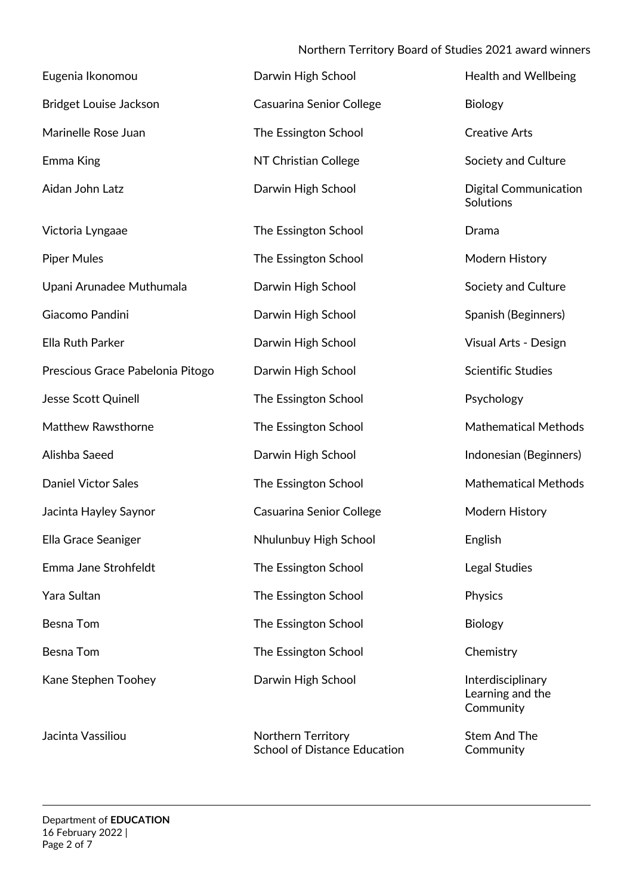| | | |
|---|---|---|
| Eugenia Ikonomou | Darwin High School | Health and Wellbeing |
| Bridget Louise Jackson | Casuarina Senior College | Biology |
| Marinelle Rose Juan | The Essington School | Creative Arts |
| Emma King | NT Christian College | Society and Culture |
| Aidan John Latz | Darwin High School | Digital Communication Solutions |
| Victoria Lyngaae | The Essington School | Drama |
| Piper Mules | The Essington School | Modern History |
| Upani Arunadee Muthumala | Darwin High School | Society and Culture |
| Giacomo Pandini | Darwin High School | Spanish (Beginners) |
| Ella Ruth Parker | Darwin High School | Visual Arts - Design |
| Prescious Grace Pabelonia Pitogo | Darwin High School | Scientific Studies |
| Jesse Scott Quinell | The Essington School | Psychology |
| Matthew Rawsthorne | The Essington School | Mathematical Methods |
| Alishba Saeed | Darwin High School | Indonesian (Beginners) |
| Daniel Victor Sales | The Essington School | Mathematical Methods |
| Jacinta Hayley Saynor | Casuarina Senior College | Modern History |
| Ella Grace Seaniger | Nhulunbuy High School | English |
| Emma Jane Strohfeldt | The Essington School | Legal Studies |
| Yara Sultan | The Essington School | Physics |
| Besna Tom | The Essington School | Biology |
| Besna Tom | The Essington School | Chemistry |
| Kane Stephen Toohey | Darwin High School | Interdisciplinary Learning and the Community |
| Jacinta Vassiliou | Northern Territory School of Distance Education | Stem And The Community |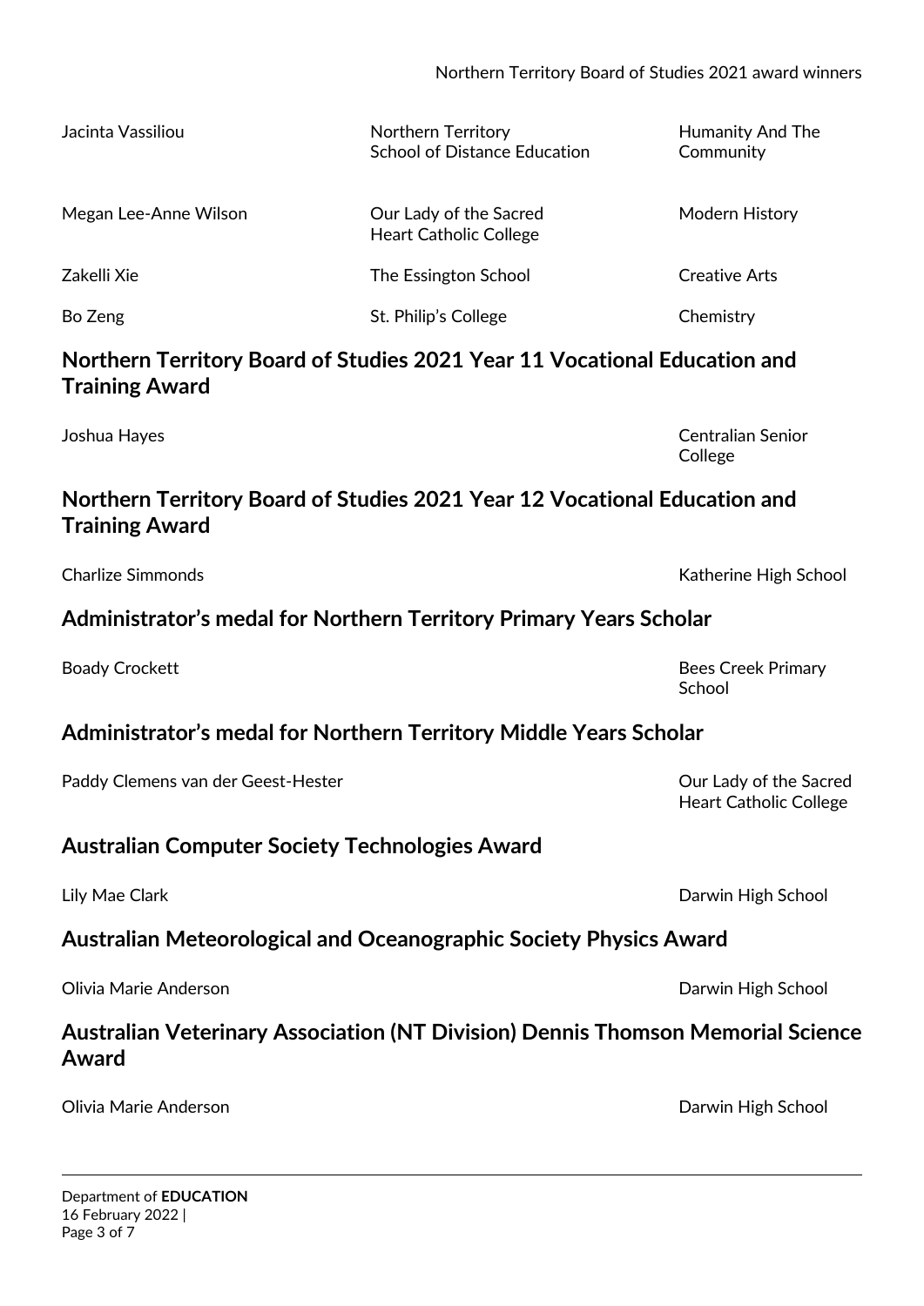| | | |
|---|---|---|
| Jacinta Vassiliou | Northern Territory School of Distance Education | Humanity And The Community |
| Megan Lee-Anne Wilson | Our Lady of the Sacred Heart Catholic College | Modern History |
| Zakelli Xie | The Essington School | Creative Arts |
| Bo Zeng | St. Philip's College | Chemistry |

## Northern Territory Board of Studies 2021 Year 11 Vocational Education and Training Award

Joshua Hayes — Centralian Senior College

## Northern Territory Board of Studies 2021 Year 12 Vocational Education and Training Award

Charlize Simmonds — Katherine High School

## Administrator's medal for Northern Territory Primary Years Scholar

Boady Crockett — Bees Creek Primary School

## Administrator's medal for Northern Territory Middle Years Scholar

Paddy Clemens van der Geest-Hester — Our Lady of the Sacred Heart Catholic College

## Australian Computer Society Technologies Award

Lily Mae Clark — Darwin High School

## Australian Meteorological and Oceanographic Society Physics Award

Olivia Marie Anderson — Darwin High School

## Australian Veterinary Association (NT Division) Dennis Thomson Memorial Science Award

Olivia Marie Anderson — Darwin High School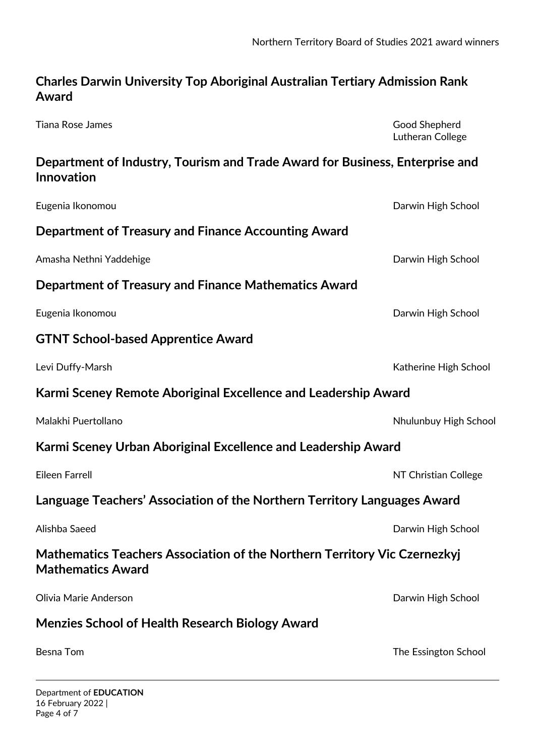## Charles Darwin University Top Aboriginal Australian Tertiary Admission Rank Award

Tiana Rose James — Good Shepherd Lutheran College

## Department of Industry, Tourism and Trade Award for Business, Enterprise and Innovation

Eugenia Ikonomou — Darwin High School

## Department of Treasury and Finance Accounting Award

Amasha Nethni Yaddehige — Darwin High School

## Department of Treasury and Finance Mathematics Award

Eugenia Ikonomou — Darwin High School

## GTNT School-based Apprentice Award

Levi Duffy-Marsh — Katherine High School

## Karmi Sceney Remote Aboriginal Excellence and Leadership Award

Malakhi Puertollano — Nhulunbuy High School

## Karmi Sceney Urban Aboriginal Excellence and Leadership Award

Eileen Farrell — NT Christian College

## Language Teachers' Association of the Northern Territory Languages Award

Alishba Saeed — Darwin High School

## Mathematics Teachers Association of the Northern Territory Vic Czernezkyj Mathematics Award

Olivia Marie Anderson — Darwin High School

## Menzies School of Health Research Biology Award

Besna Tom — The Essington School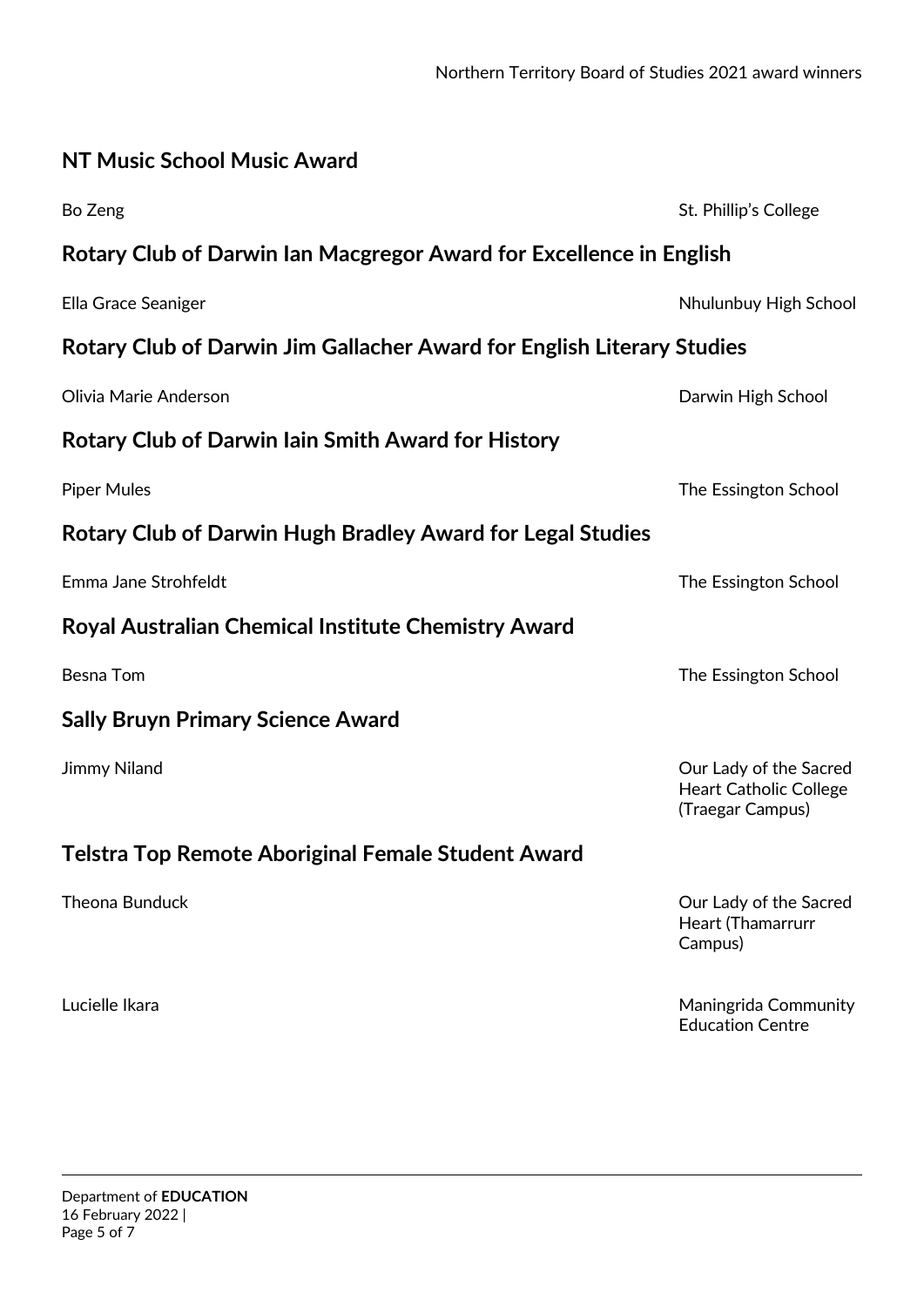## NT Music School Music Award

Bo Zeng — St. Phillip's College

## Rotary Club of Darwin Ian Macgregor Award for Excellence in English

Ella Grace Seaniger — Nhulunbuy High School

## Rotary Club of Darwin Jim Gallacher Award for English Literary Studies

Olivia Marie Anderson — Darwin High School

## Rotary Club of Darwin Iain Smith Award for History

Piper Mules — The Essington School

## Rotary Club of Darwin Hugh Bradley Award for Legal Studies

Emma Jane Strohfeldt — The Essington School

## Royal Australian Chemical Institute Chemistry Award

Besna Tom — The Essington School

## Sally Bruyn Primary Science Award

Jimmy Niland — Our Lady of the Sacred Heart Catholic College (Traegar Campus)

## Telstra Top Remote Aboriginal Female Student Award

Theona Bunduck — Our Lady of the Sacred Heart (Thamarrurr Campus)

Lucielle Ikara — Maningrida Community Education Centre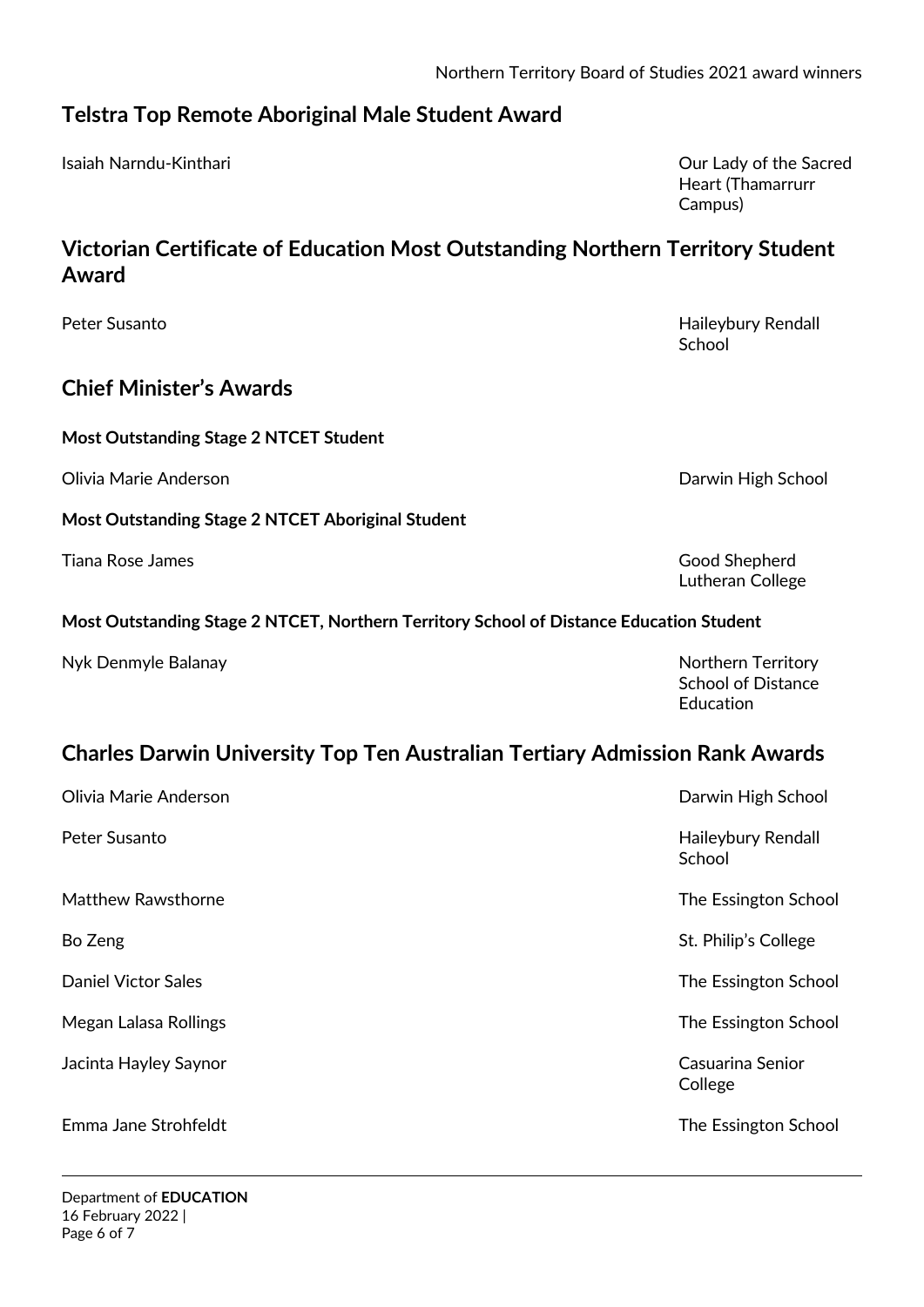## Telstra Top Remote Aboriginal Male Student Award

| | |
|---|---|
| Isaiah Narndu-Kinthari | Our Lady of the Sacred Heart (Thamarrurr Campus) |

## Victorian Certificate of Education Most Outstanding Northern Territory Student Award

| | |
|---|---|
| Peter Susanto | Haileybury Rendall School |

## Chief Minister's Awards

**Most Outstanding Stage 2 NTCET Student**

| | |
|---|---|
| Olivia Marie Anderson | Darwin High School |

**Most Outstanding Stage 2 NTCET Aboriginal Student**

| | |
|---|---|
| Tiana Rose James | Good Shepherd Lutheran College |

**Most Outstanding Stage 2 NTCET, Northern Territory School of Distance Education Student**

| | |
|---|---|
| Nyk Denmyle Balanay | Northern Territory School of Distance Education |

## Charles Darwin University Top Ten Australian Tertiary Admission Rank Awards

| | |
|---|---|
| Olivia Marie Anderson | Darwin High School |
| Peter Susanto | Haileybury Rendall School |
| Matthew Rawsthorne | The Essington School |
| Bo Zeng | St. Philip's College |
| Daniel Victor Sales | The Essington School |
| Megan Lalasa Rollings | The Essington School |
| Jacinta Hayley Saynor | Casuarina Senior College |
| Emma Jane Strohfeldt | The Essington School |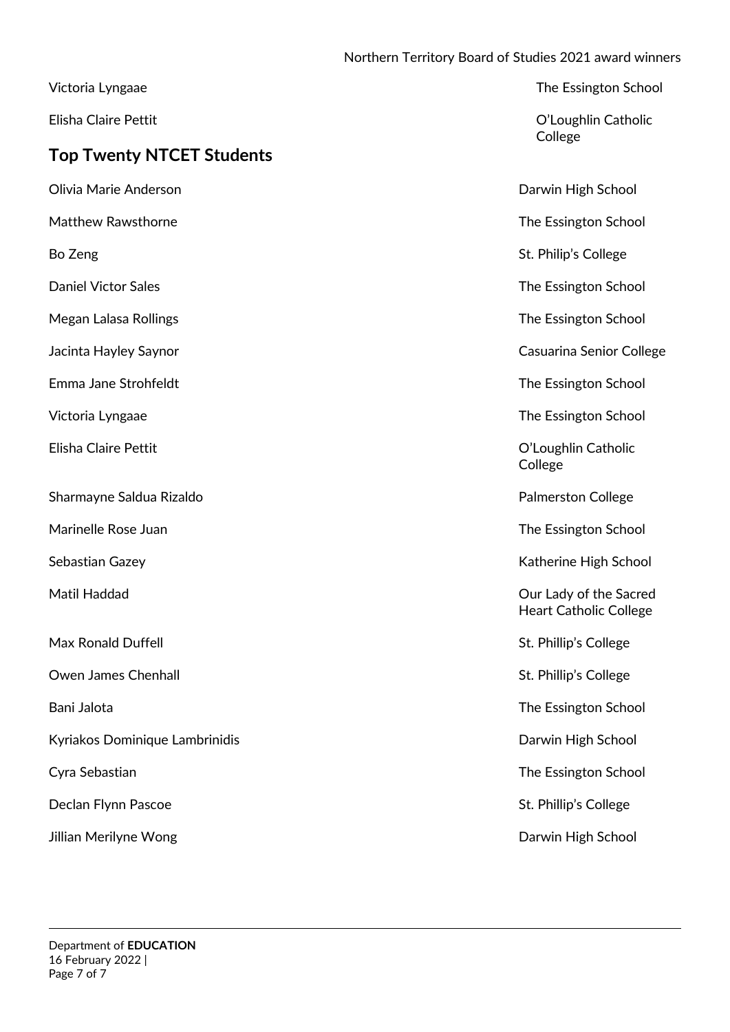| | |
|---|---|
| Victoria Lyngaae | The Essington School |
| Elisha Claire Pettit | O'Loughlin Catholic College |

## Top Twenty NTCET Students

| | |
|---|---|
| Olivia Marie Anderson | Darwin High School |
| Matthew Rawsthorne | The Essington School |
| Bo Zeng | St. Philip's College |
| Daniel Victor Sales | The Essington School |
| Megan Lalasa Rollings | The Essington School |
| Jacinta Hayley Saynor | Casuarina Senior College |
| Emma Jane Strohfeldt | The Essington School |
| Victoria Lyngaae | The Essington School |
| Elisha Claire Pettit | O'Loughlin Catholic College |
| Sharmayne Saldua Rizaldo | Palmerston College |
| Marinelle Rose Juan | The Essington School |
| Sebastian Gazey | Katherine High School |
| Matil Haddad | Our Lady of the Sacred Heart Catholic College |
| Max Ronald Duffell | St. Phillip's College |
| Owen James Chenhall | St. Phillip's College |
| Bani Jalota | The Essington School |
| Kyriakos Dominique Lambrinidis | Darwin High School |
| Cyra Sebastian | The Essington School |
| Declan Flynn Pascoe | St. Phillip's College |
| Jillian Merilyne Wong | Darwin High School |